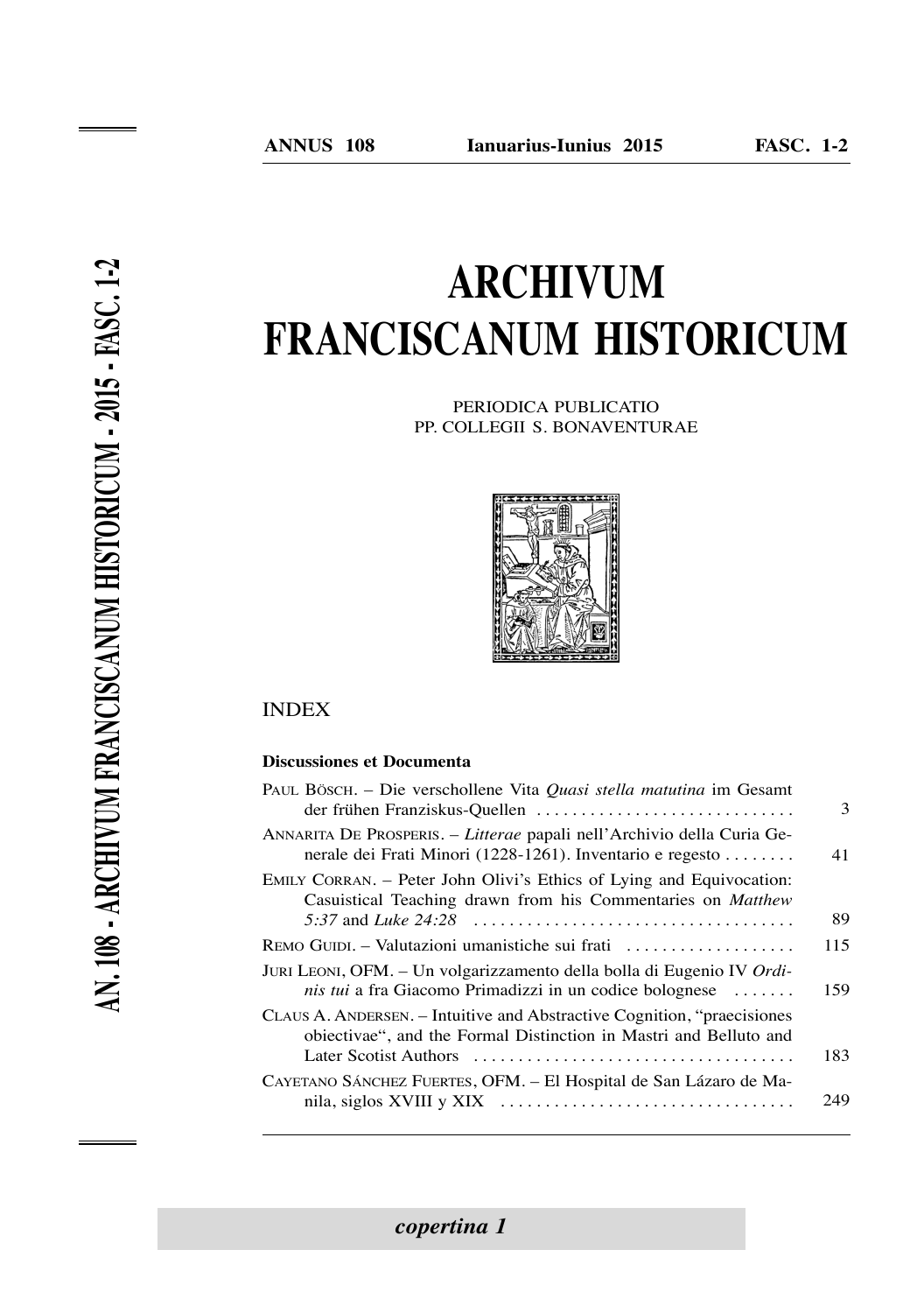ANNUS 108 — Ianuarius-Iunius 2015 — FASC. 1-2

# ARCHIVUM FRANCISCANUM HISTORICUM

PERIODICA PUBLICATIO
PP. COLLEGII S. BONAVENTURAE

## INDEX

### Discussiones et Documenta

| | |
|---|---|
| PAUL BÖSCH. – Die verschollene Vita *Quasi stella matutina* im Gesamt der frühen Franziskus-Quellen | 3 |
| ANNARITA DE PROSPERIS. – *Litterae* papali nell'Archivio della Curia Generale dei Frati Minori (1228-1261). Inventario e regesto | 41 |
| EMILY CORRAN. – Peter John Olivi's Ethics of Lying and Equivocation: Casuistical Teaching drawn from his Commentaries on *Matthew 5:37* and *Luke 24:28* | 89 |
| REMO GUIDI. – Valutazioni umanistiche sui frati | 115 |
| JURI LEONI, OFM. – Un volgarizzamento della bolla di Eugenio IV *Ordinis tui* a fra Giacomo Primadizzi in un codice bolognese | 159 |
| CLAUS A. ANDERSEN. – Intuitive and Abstractive Cognition, "praecisiones obiectivae", and the Formal Distinction in Mastri and Belluto and Later Scotist Authors | 183 |
| CAYETANO SÁNCHEZ FUERTES, OFM. – El Hospital de San Lázaro de Manila, siglos XVIII y XIX | 249 |

*copertina 1*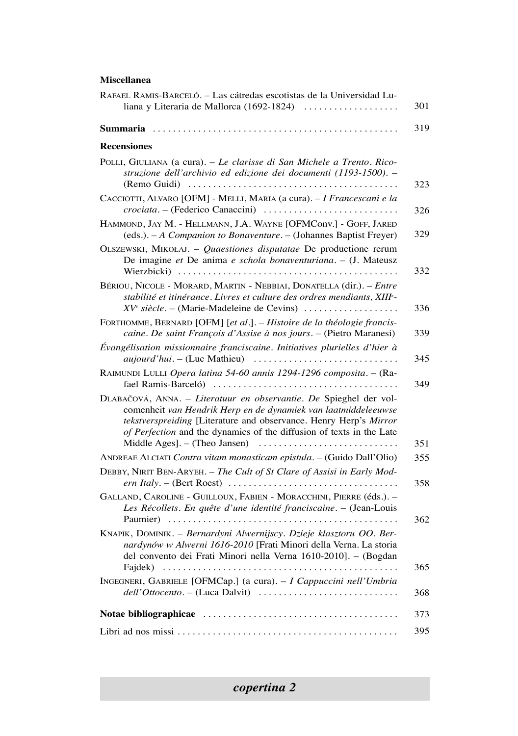**Miscellanea**

RAFAEL RAMIS-BARCELÓ. – Las cátredas escotistas de la Universidad Luliana y Literaria de Mallorca (1692-1824) .................. 301

**Summaria** .............................................. 319

**Recensiones**

POLLI, GIULIANA (a cura). – *Le clarisse di San Michele a Trento. Ricostruzione dell'archivio ed edizione dei documenti (1193-1500)*. – (Remo Guidi) .......................................... 323

CACCIOTTI, ALVARO [OFM] - MELLI, MARIA (a cura). – *I Francescani e la crociata*. – (Federico Canaccini) .......................... 326

HAMMOND, JAY M. - HELLMANN, J.A. WAYNE [OFMConv.] - GOFF, JARED (eds.). – *A Companion to Bonaventure*. – (Johannes Baptist Freyer) 329

OLSZEWSKI, MIKOŁAJ. – *Quaestiones disputatae* De productione rerum De imagine *et* De anima *e schola bonaventuriana*. – (J. Mateusz Wierzbicki) .......................................... 332

BÉRIOU, NICOLE - MORARD, MARTIN - NEBBIAI, DONATELLA (dir.). – *Entre stabilité et itinérance. Livres et culture des ordres mendiants, XIII*[e]*-XV*[e] *siècle*. – (Marie-Madeleine de Cevins) .................. 336

FORTHOMME, BERNARD [OFM] [*et al*.]. – *Histoire de la théologie franciscaine. De saint François d'Assise à nos jours*. – (Pietro Maranesi) 339

*Évangélisation missionnaire franciscaine. Initiatives plurielles d'hier à aujourd'hui*. – (Luc Mathieu) ............................ 345

RAIMUNDI LULLI *Opera latina 54-60 annis 1294-1296 composita*. – (Rafael Ramis-Barceló) .................................... 349

DLABAČOVÁ, ANNA. – *Literatuur en observantie. De* Spieghel der volcomenheit *van Hendrik Herp en de dynamiek van laatmiddeleeuwse tekstverspreiding* [Literature and observance. Henry Herp's *Mirror of Perfection* and the dynamics of the diffusion of texts in the Late Middle Ages]. – (Theo Jansen) ........................... 351

ANDREAE ALCIATI *Contra vitam monasticam epistula*. – (Guido Dall'Olio) 355

DEBBY, NIRIT BEN-ARYEH. – *The Cult of St Clare of Assisi in Early Modern Italy*. – (Bert Roest) ................................ 358

GALLAND, CAROLINE - GUILLOUX, FABIEN - MORACCHINI, PIERRE (éds.). – *Les Récollets. En quête d'une identité franciscaine*. – (Jean-Louis Paumier) ............................................. 362

KNAPIK, DOMINIK. – *Bernardyni Alwernijscy. Dzieje klasztoru OO. Bernardynów w Alwerni 1616-2010* [Frati Minori della Verna. La storia del convento dei Frati Minori nella Verna 1610-2010]. – (Bogdan Fajdek) .............................................. 365

INGEGNERI, GABRIELE [OFMCap.] (a cura). – *I Cappuccini nell'Umbria dell'Ottocento*. – (Luca Dalvit) ........................... 368

**Notae bibliographicae** ...................................... 373

Libri ad nos missi ........................................... 395

***copertina 2***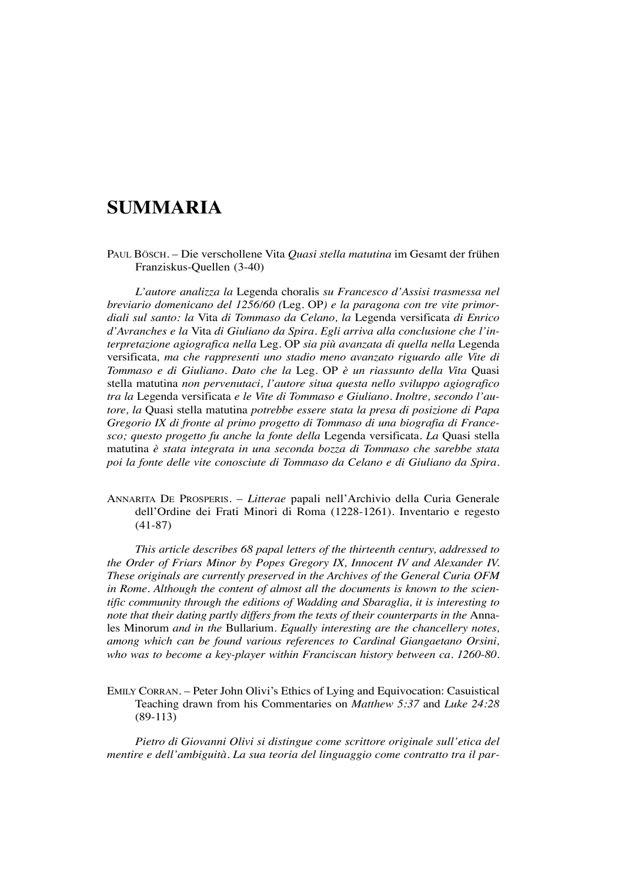# SUMMARIA

PAUL BÖSCH. – Die verschollene Vita *Quasi stella matutina* im Gesamt der frühen Franziskus-Quellen (3-40)

*L'autore analizza la* Legenda choralis *su Francesco d'Assisi trasmessa nel breviario domenicano del 1256/60 (*Leg. OP*) e la paragona con tre vite primordiali sul santo: la* Vita *di Tommaso da Celano, la* Legenda versificata *di Enrico d'Avranches e la* Vita *di Giuliano da Spira. Egli arriva alla conclusione che l'interpretazione agiografica nella* Leg. OP *sia più avanzata di quella nella* Legenda versificata*, ma che rappresenti uno stadio meno avanzato riguardo alle Vite di Tommaso e di Giuliano. Dato che la* Leg. OP *è un riassunto della Vita* Quasi stella matutina *non pervenutaci, l'autore situa questa nello sviluppo agiografico tra la* Legenda versificata *e le Vite di Tommaso e Giuliano. Inoltre, secondo l'autore, la* Quasi stella matutina *potrebbe essere stata la presa di posizione di Papa Gregorio IX di fronte al primo progetto di Tommaso di una biografia di Francesco; questo progetto fu anche la fonte della* Legenda versificata. *La* Quasi stella matutina *è stata integrata in una seconda bozza di Tommaso che sarebbe stata poi la fonte delle vite conosciute di Tommaso da Celano e di Giuliano da Spira.*

ANNARITA DE PROSPERIS. – *Litterae* papali nell'Archivio della Curia Generale dell'Ordine dei Frati Minori di Roma (1228-1261). Inventario e regesto (41-87)

*This article describes 68 papal letters of the thirteenth century, addressed to the Order of Friars Minor by Popes Gregory IX, Innocent IV and Alexander IV. These originals are currently preserved in the Archives of the General Curia OFM in Rome. Although the content of almost all the documents is known to the scientific community through the editions of Wadding and Sbaraglia, it is interesting to note that their dating partly differs from the texts of their counterparts in the* Annales Minorum *and in the* Bullarium. *Equally interesting are the chancellery notes, among which can be found various references to Cardinal Giangaetano Orsini, who was to become a key-player within Franciscan history between ca. 1260-80.*

EMILY CORRAN. – Peter John Olivi's Ethics of Lying and Equivocation: Casuistical Teaching drawn from his Commentaries on *Matthew 5:37* and *Luke 24:28* (89-113)

*Pietro di Giovanni Olivi si distingue come scrittore originale sull'etica del mentire e dell'ambiguità. La sua teoria del linguaggio come contratto tra il par-*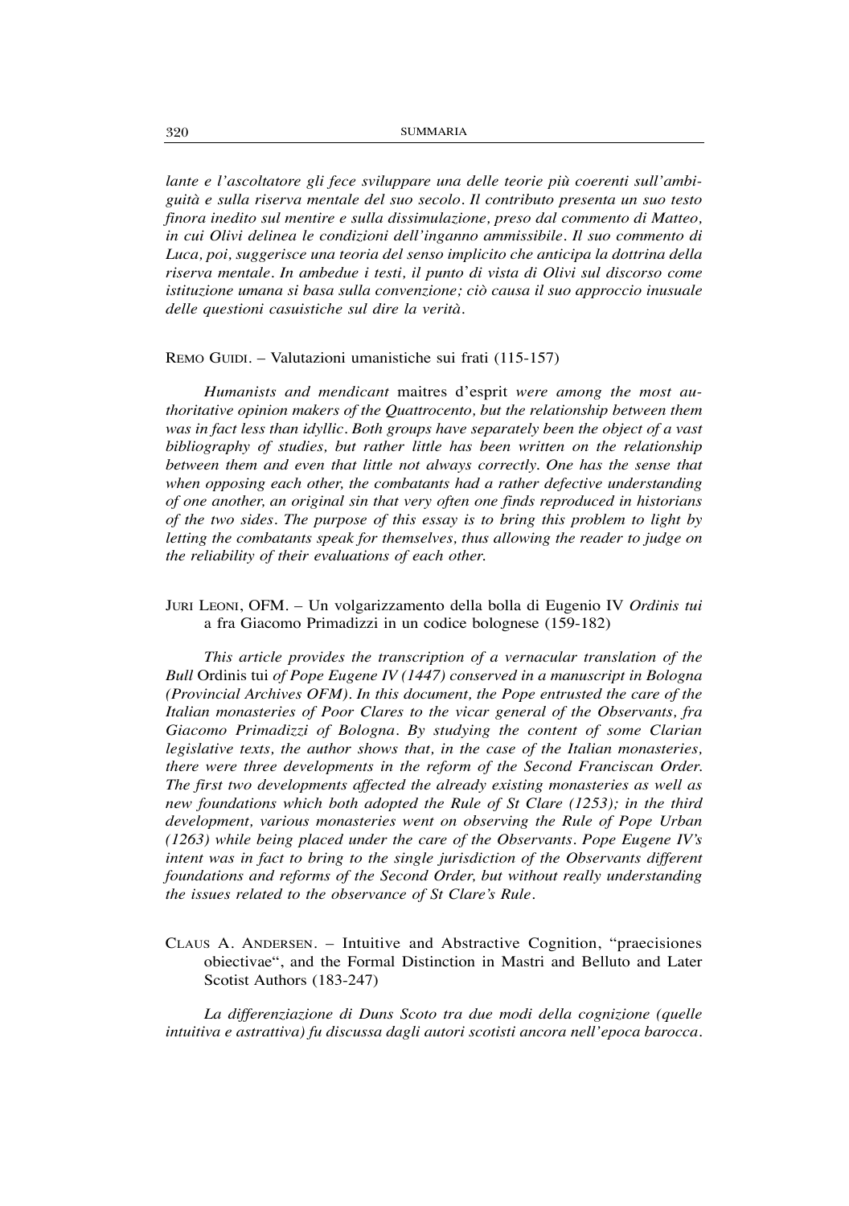*lante e l'ascoltatore gli fece sviluppare una delle teorie più coerenti sull'ambiguità e sulla riserva mentale del suo secolo. Il contributo presenta un suo testo finora inedito sul mentire e sulla dissimulazione, preso dal commento di Matteo, in cui Olivi delinea le condizioni dell'inganno ammissibile. Il suo commento di Luca, poi, suggerisce una teoria del senso implicito che anticipa la dottrina della riserva mentale. In ambedue i testi, il punto di vista di Olivi sul discorso come istituzione umana si basa sulla convenzione; ciò causa il suo approccio inusuale delle questioni casuistiche sul dire la verità.*

REMO GUIDI. – Valutazioni umanistiche sui frati (115-157)

*Humanists and mendicant* maitres d'esprit *were among the most authoritative opinion makers of the Quattrocento, but the relationship between them was in fact less than idyllic. Both groups have separately been the object of a vast bibliography of studies, but rather little has been written on the relationship between them and even that little not always correctly. One has the sense that when opposing each other, the combatants had a rather defective understanding of one another, an original sin that very often one finds reproduced in historians of the two sides. The purpose of this essay is to bring this problem to light by letting the combatants speak for themselves, thus allowing the reader to judge on the reliability of their evaluations of each other.*

JURI LEONI, OFM. – Un volgarizzamento della bolla di Eugenio IV *Ordinis tui* a fra Giacomo Primadizzi in un codice bolognese (159-182)

*This article provides the transcription of a vernacular translation of the Bull* Ordinis tui *of Pope Eugene IV (1447) conserved in a manuscript in Bologna (Provincial Archives OFM). In this document, the Pope entrusted the care of the Italian monasteries of Poor Clares to the vicar general of the Observants, fra Giacomo Primadizzi of Bologna. By studying the content of some Clarian legislative texts, the author shows that, in the case of the Italian monasteries, there were three developments in the reform of the Second Franciscan Order. The first two developments affected the already existing monasteries as well as new foundations which both adopted the Rule of St Clare (1253); in the third development, various monasteries went on observing the Rule of Pope Urban (1263) while being placed under the care of the Observants. Pope Eugene IV's intent was in fact to bring to the single jurisdiction of the Observants different foundations and reforms of the Second Order, but without really understanding the issues related to the observance of St Clare's Rule.*

CLAUS A. ANDERSEN. – Intuitive and Abstractive Cognition, "praecisiones obiectivae", and the Formal Distinction in Mastri and Belluto and Later Scotist Authors (183-247)

*La differenziazione di Duns Scoto tra due modi della cognizione (quelle intuitiva e astrattiva) fu discussa dagli autori scotisti ancora nell'epoca barocca.*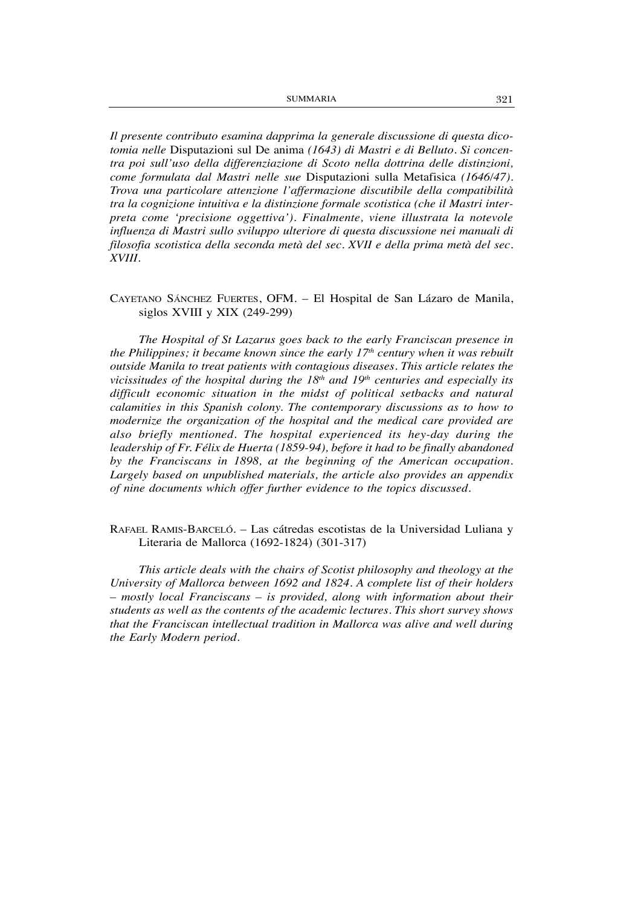*Il presente contributo esamina dapprima la generale discussione di questa dicotomia nelle* Disputazioni sul De anima *(1643) di Mastri e di Belluto. Si concentra poi sull'uso della differenziazione di Scoto nella dottrina delle distinzioni, come formulata dal Mastri nelle sue* Disputazioni sulla Metafisica *(1646/47). Trova una particolare attenzione l'affermazione discutibile della compatibilità tra la cognizione intuitiva e la distinzione formale scotistica (che il Mastri interpreta come 'precisione oggettiva'). Finalmente, viene illustrata la notevole influenza di Mastri sullo sviluppo ulteriore di questa discussione nei manuali di filosofia scotistica della seconda metà del sec. XVII e della prima metà del sec. XVIII.*

CAYETANO SÁNCHEZ FUERTES, OFM. – El Hospital de San Lázaro de Manila, siglos XVIII y XIX (249-299)

*The Hospital of St Lazarus goes back to the early Franciscan presence in the Philippines; it became known since the early 17th century when it was rebuilt outside Manila to treat patients with contagious diseases. This article relates the vicissitudes of the hospital during the 18th and 19th centuries and especially its difficult economic situation in the midst of political setbacks and natural calamities in this Spanish colony. The contemporary discussions as to how to modernize the organization of the hospital and the medical care provided are also briefly mentioned. The hospital experienced its hey-day during the leadership of Fr. Félix de Huerta (1859-94), before it had to be finally abandoned by the Franciscans in 1898, at the beginning of the American occupation. Largely based on unpublished materials, the article also provides an appendix of nine documents which offer further evidence to the topics discussed.*

RAFAEL RAMIS-BARCELÓ. – Las cátredas escotistas de la Universidad Luliana y Literaria de Mallorca (1692-1824) (301-317)

*This article deals with the chairs of Scotist philosophy and theology at the University of Mallorca between 1692 and 1824. A complete list of their holders – mostly local Franciscans – is provided, along with information about their students as well as the contents of the academic lectures. This short survey shows that the Franciscan intellectual tradition in Mallorca was alive and well during the Early Modern period.*